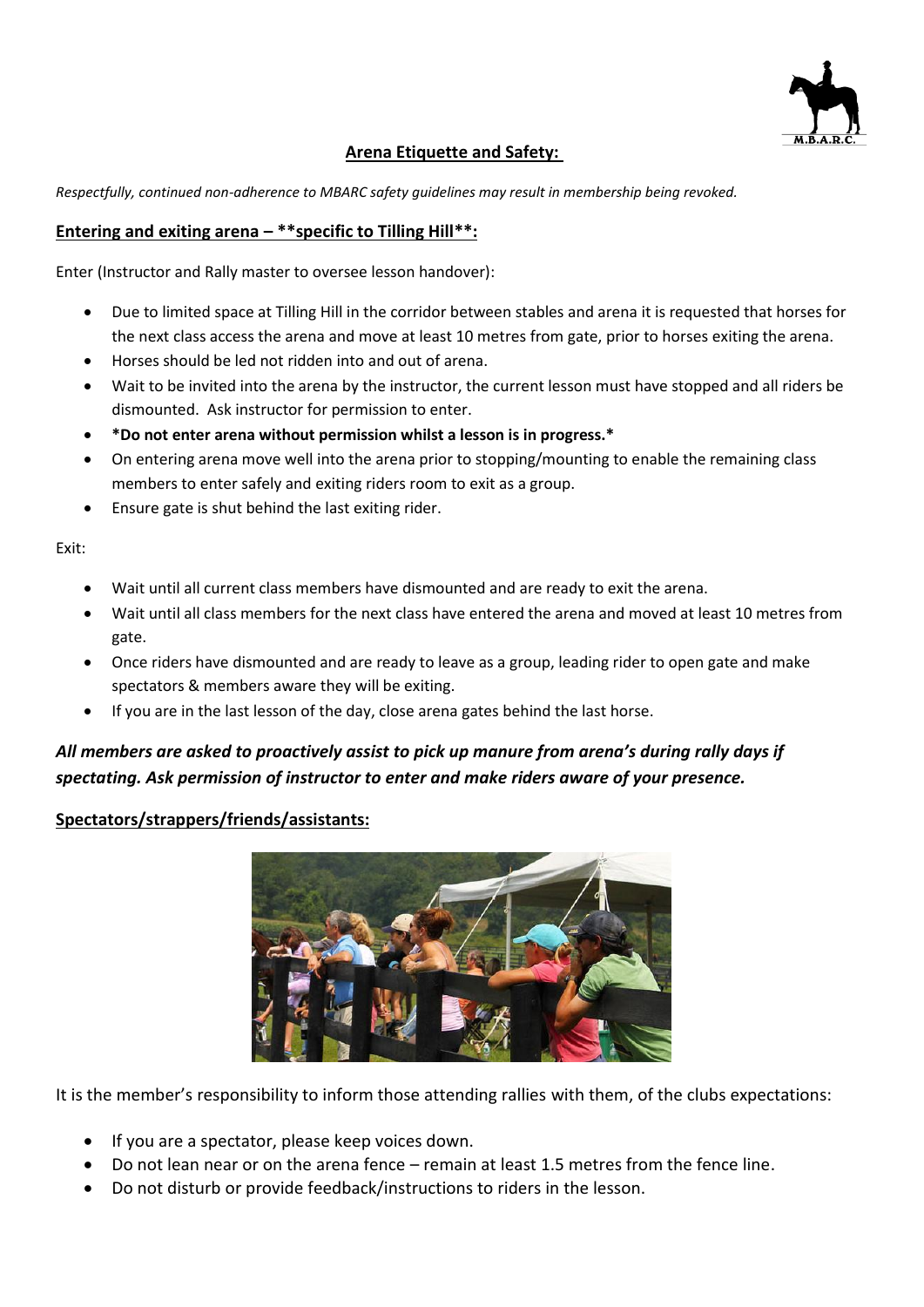## Arena Etiquette and Safety:

*Respectfully, continued non-adherence to MBARC safety guidelines may result in membership being revoked.*

### Entering and exiting arena – **specific to Tilling Hill**:

Enter (Instructor and Rally master to oversee lesson handover):

- Due to limited space at Tilling Hill in the corridor between stables and arena it is requested that horses for the next class access the arena and move at least 10 metres from gate, prior to horses exiting the arena.
- Horses should be led not ridden into and out of arena.
- Wait to be invited into the arena by the instructor, the current lesson must have stopped and all riders be dismounted. Ask instructor for permission to enter.
- **\*Do not enter arena without permission whilst a lesson is in progress.\***
- On entering arena move well into the arena prior to stopping/mounting to enable the remaining class members to enter safely and exiting riders room to exit as a group.
- Ensure gate is shut behind the last exiting rider.

Exit:

- Wait until all current class members have dismounted and are ready to exit the arena.
- Wait until all class members for the next class have entered the arena and moved at least 10 metres from gate.
- Once riders have dismounted and are ready to leave as a group, leading rider to open gate and make spectators & members aware they will be exiting.
- If you are in the last lesson of the day, close arena gates behind the last horse.

***All members are asked to proactively assist to pick up manure from arena's during rally days if spectating. Ask permission of instructor to enter and make riders aware of your presence.***

### Spectators/strappers/friends/assistants:

It is the member's responsibility to inform those attending rallies with them, of the clubs expectations:

- If you are a spectator, please keep voices down.
- Do not lean near or on the arena fence – remain at least 1.5 metres from the fence line.
- Do not disturb or provide feedback/instructions to riders in the lesson.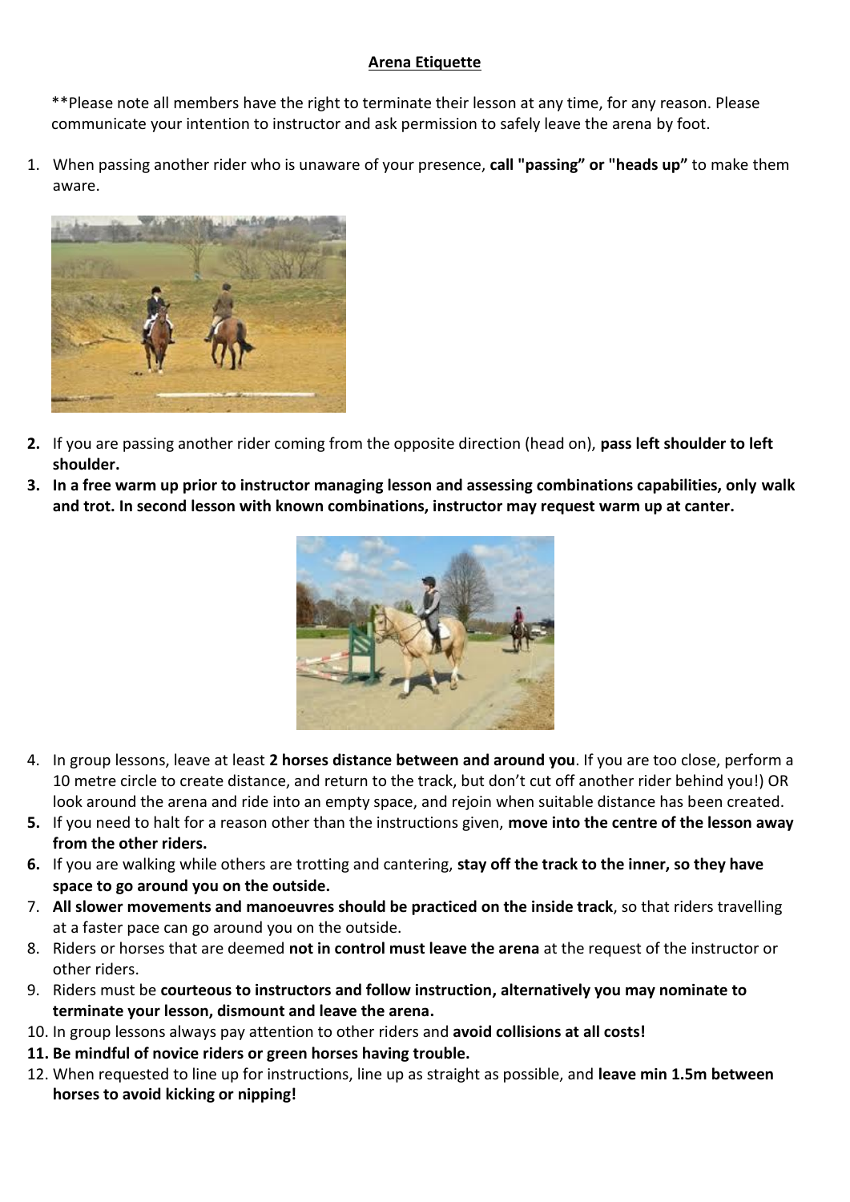**Arena Etiquette**

**Please note all members have the right to terminate their lesson at any time, for any reason. Please communicate your intention to instructor and ask permission to safely leave the arena by foot.

1. When passing another rider who is unaware of your presence, **call "passing" or "heads up"** to make them aware.
2. If you are passing another rider coming from the opposite direction (head on), **pass left shoulder to left shoulder.**
3. **In a free warm up prior to instructor managing lesson and assessing combinations capabilities, only walk and trot. In second lesson with known combinations, instructor may request warm up at canter.**
4. In group lessons, leave at least **2 horses distance between and around you**. If you are too close, perform a 10 metre circle to create distance, and return to the track, but don't cut off another rider behind you!) OR look around the arena and ride into an empty space, and rejoin when suitable distance has been created.
5. If you need to halt for a reason other than the instructions given, **move into the centre of the lesson away from the other riders.**
6. If you are walking while others are trotting and cantering, **stay off the track to the inner, so they have space to go around you on the outside.**
7. **All slower movements and manoeuvres should be practiced on the inside track**, so that riders travelling at a faster pace can go around you on the outside.
8. Riders or horses that are deemed **not in control must leave the arena** at the request of the instructor or other riders.
9. Riders must be **courteous to instructors and follow instruction, alternatively you may nominate to terminate your lesson, dismount and leave the arena.**
10. In group lessons always pay attention to other riders and **avoid collisions at all costs!**
11. **Be mindful of novice riders or green horses having trouble.**
12. When requested to line up for instructions, line up as straight as possible, and **leave min 1.5m between horses to avoid kicking or nipping!**